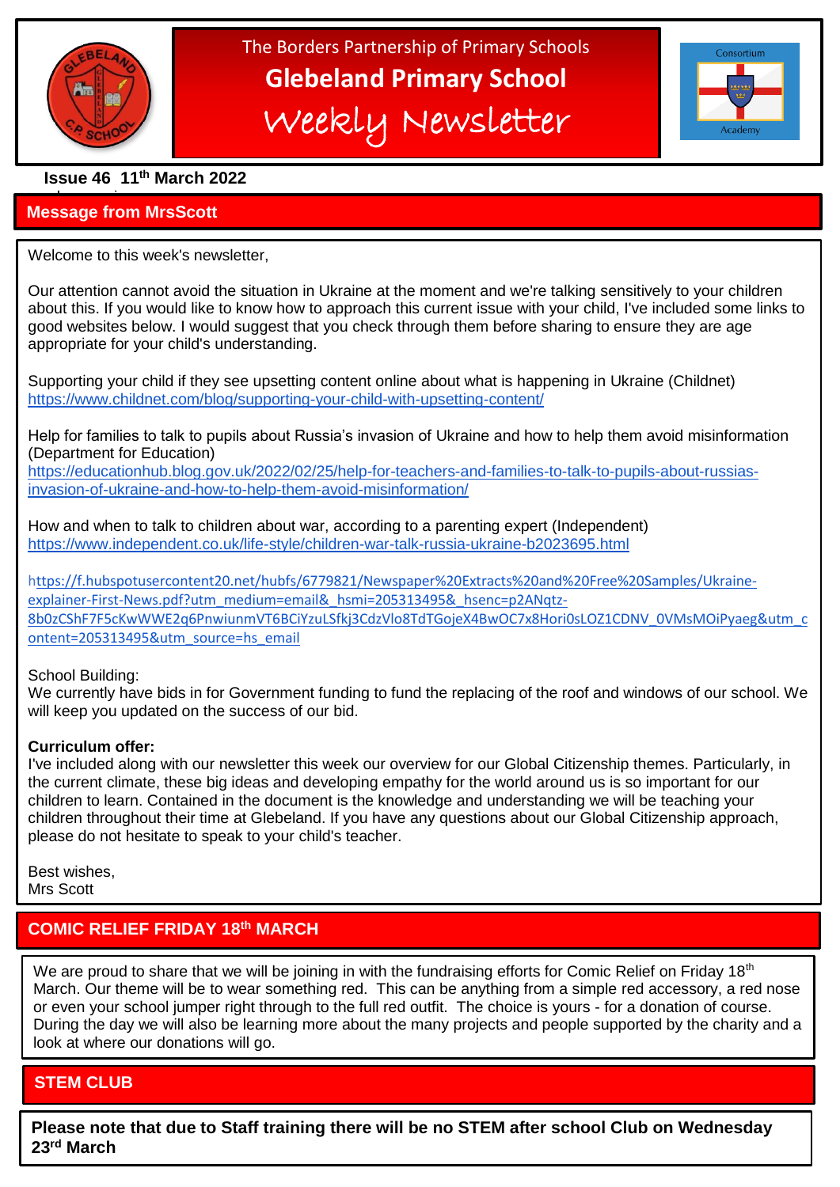The Borders Partnership of Primary Schools

# Glebeland Primary School

## Weekly Newsletter

Consortium Academy

**Issue 46 11th March 2022**

## Message from MrsScott

Welcome to this week's newsletter,

Our attention cannot avoid the situation in Ukraine at the moment and we're talking sensitively to your children about this. If you would like to know how to approach this current issue with your child, I've included some links to good websites below. I would suggest that you check through them before sharing to ensure they are age appropriate for your child's understanding.

Supporting your child if they see upsetting content online about what is happening in Ukraine (Childnet)
https://www.childnet.com/blog/supporting-your-child-with-upsetting-content/

Help for families to talk to pupils about Russia's invasion of Ukraine and how to help them avoid misinformation (Department for Education)
https://educationhub.blog.gov.uk/2022/02/25/help-for-teachers-and-families-to-talk-to-pupils-about-russias-invasion-of-ukraine-and-how-to-help-them-avoid-misinformation/

How and when to talk to children about war, according to a parenting expert (Independent)
https://www.independent.co.uk/life-style/children-war-talk-russia-ukraine-b2023695.html

https://f.hubspotusercontent20.net/hubfs/6779821/Newspaper%20Extracts%20and%20Free%20Samples/Ukraine-explainer-First-News.pdf?utm_medium=email&_hsmi=205313495&_hsenc=p2ANqtz-8b0zCShF7F5cKwWWE2q6PnwiunmVT6BCiYzuLSfkj3CdzVlo8TdTGojeX4BwOC7x8Hori0sLOZ1CDNV_0VMsMOiPyaeg&utm_content=205313495&utm_source=hs_email

School Building:
We currently have bids in for Government funding to fund the replacing of the roof and windows of our school. We will keep you updated on the success of our bid.

**Curriculum offer:**
I've included along with our newsletter this week our overview for our Global Citizenship themes. Particularly, in the current climate, these big ideas and developing empathy for the world around us is so important for our children to learn. Contained in the document is the knowledge and understanding we will be teaching your children throughout their time at Glebeland. If you have any questions about our Global Citizenship approach, please do not hesitate to speak to your child's teacher.

Best wishes,
Mrs Scott

## COMIC RELIEF FRIDAY 18th MARCH

We are proud to share that we will be joining in with the fundraising efforts for Comic Relief on Friday 18th March. Our theme will be to wear something red. This can be anything from a simple red accessory, a red nose or even your school jumper right through to the full red outfit. The choice is yours - for a donation of course. During the day we will also be learning more about the many projects and people supported by the charity and a look at where our donations will go.

## STEM CLUB

**Please note that due to Staff training there will be no STEM after school Club on Wednesday 23rd March**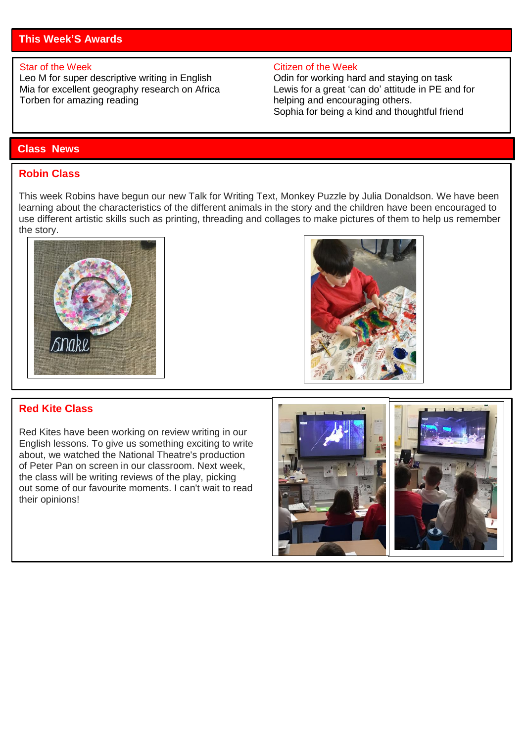## This Week'S Awards

**Star of the Week**

Leo M for super descriptive writing in English
Mia for excellent geography research on Africa
Torben for amazing reading

**Citizen of the Week**

Odin for working hard and staying on task
Lewis for a great 'can do' attitude in PE and for helping and encouraging others.
Sophia for being a kind and thoughtful friend

## Class News

### Robin Class

This week Robins have begun our new Talk for Writing Text, Monkey Puzzle by Julia Donaldson. We have been learning about the characteristics of the different animals in the story and the children have been encouraged to use different artistic skills such as printing, threading and collages to make pictures of them to help us remember the story.

### Red Kite Class

Red Kites have been working on review writing in our English lessons. To give us something exciting to write about, we watched the National Theatre's production of Peter Pan on screen in our classroom. Next week, the class will be writing reviews of the play, picking out some of our favourite moments. I can't wait to read their opinions!